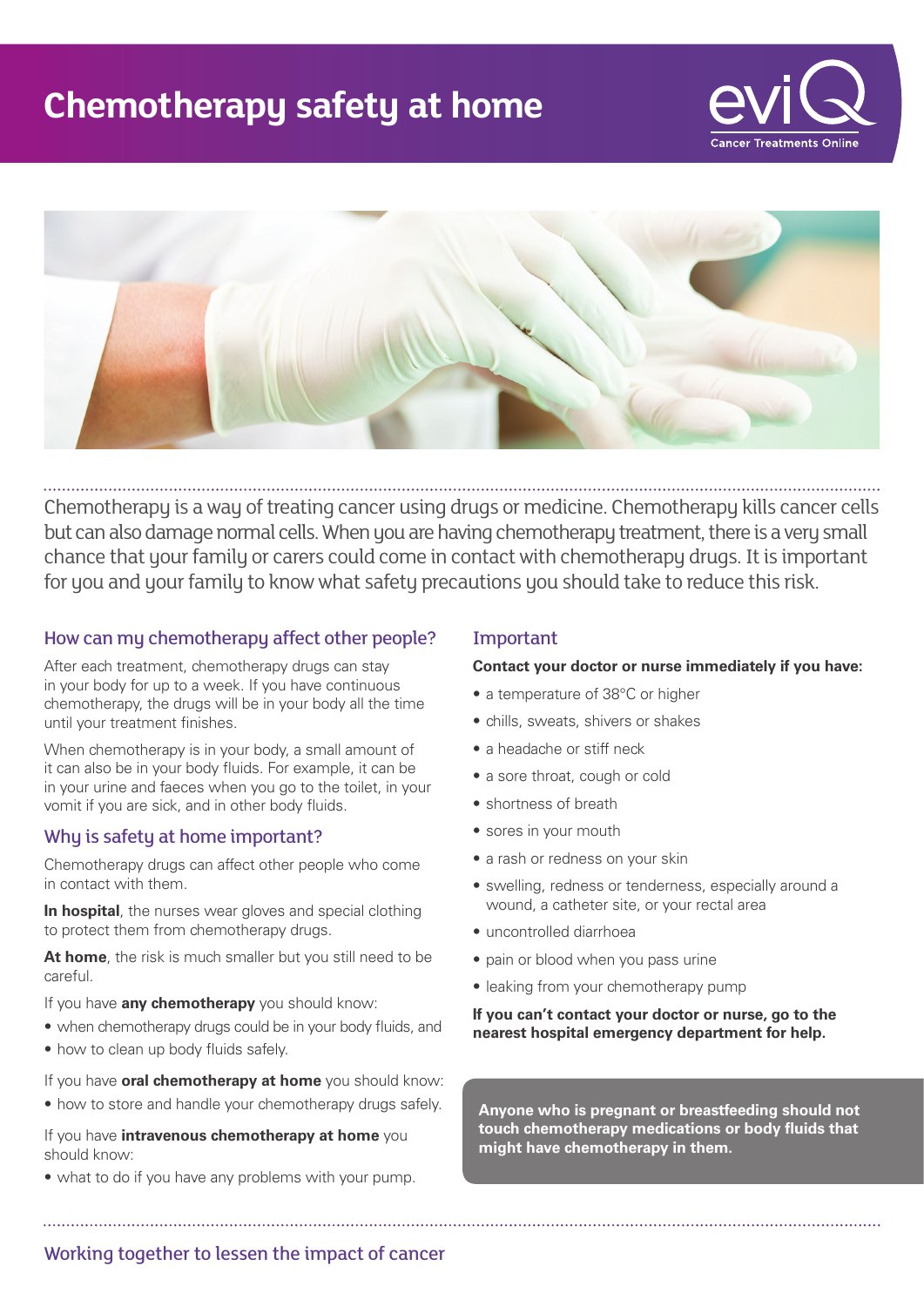# Chemotherapy safety at home

eviQ Cancer Treatments Online

Chemotherapy is a way of treating cancer using drugs or medicine. Chemotherapy kills cancer cells but can also damage normal cells. When you are having chemotherapy treatment, there is a very small chance that your family or carers could come in contact with chemotherapy drugs. It is important for you and your family to know what safety precautions you should take to reduce this risk.

## How can my chemotherapy affect other people?

After each treatment, chemotherapy drugs can stay in your body for up to a week. If you have continuous chemotherapy, the drugs will be in your body all the time until your treatment finishes.

When chemotherapy is in your body, a small amount of it can also be in your body fluids. For example, it can be in your urine and faeces when you go to the toilet, in your vomit if you are sick, and in other body fluids.

## Why is safety at home important?

Chemotherapy drugs can affect other people who come in contact with them.

**In hospital**, the nurses wear gloves and special clothing to protect them from chemotherapy drugs.

**At home**, the risk is much smaller but you still need to be careful.

If you have **any chemotherapy** you should know:

- when chemotherapy drugs could be in your body fluids, and
- how to clean up body fluids safely.

If you have **oral chemotherapy at home** you should know:

- how to store and handle your chemotherapy drugs safely.

If you have **intravenous chemotherapy at home** you should know:

- what to do if you have any problems with your pump.

## Important

**Contact your doctor or nurse immediately if you have:**

- a temperature of 38°C or higher
- chills, sweats, shivers or shakes
- a headache or stiff neck
- a sore throat, cough or cold
- shortness of breath
- sores in your mouth
- a rash or redness on your skin
- swelling, redness or tenderness, especially around a wound, a catheter site, or your rectal area
- uncontrolled diarrhoea
- pain or blood when you pass urine
- leaking from your chemotherapy pump

**If you can't contact your doctor or nurse, go to the nearest hospital emergency department for help.**

**Anyone who is pregnant or breastfeeding should not touch chemotherapy medications or body fluids that might have chemotherapy in them.**

Working together to lessen the impact of cancer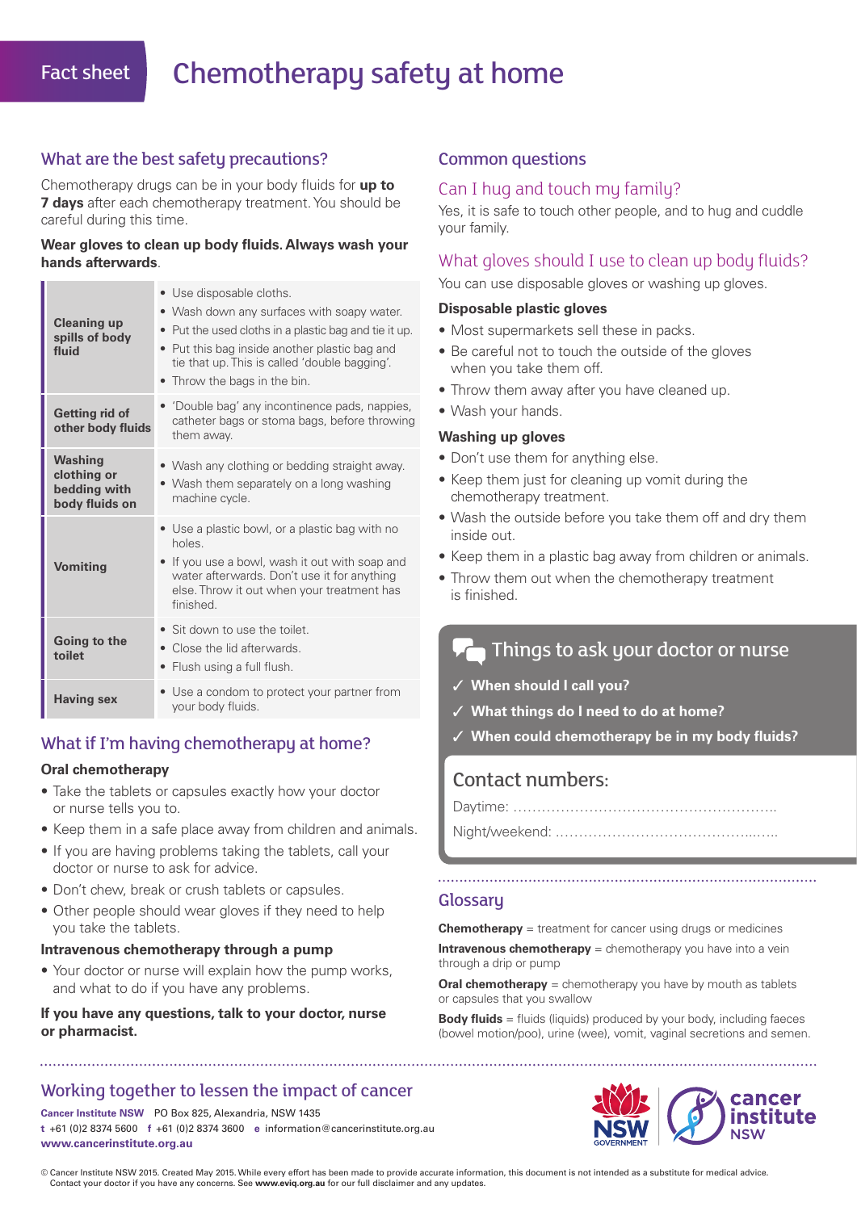Fact sheet

# Chemotherapy safety at home

## What are the best safety precautions?

Chemotherapy drugs can be in your body fluids for **up to 7 days** after each chemotherapy treatment. You should be careful during this time.

**Wear gloves to clean up body fluids. Always wash your hands afterwards**.

| | |
|---|---|
| **Cleaning up spills of body fluid** | • Use disposable cloths.<br>• Wash down any surfaces with soapy water.<br>• Put the used cloths in a plastic bag and tie it up.<br>• Put this bag inside another plastic bag and tie that up. This is called 'double bagging'.<br>• Throw the bags in the bin. |
| **Getting rid of other body fluids** | • 'Double bag' any incontinence pads, nappies, catheter bags or stoma bags, before throwing them away. |
| **Washing clothing or bedding with body fluids on** | • Wash any clothing or bedding straight away.<br>• Wash them separately on a long washing machine cycle. |
| **Vomiting** | • Use a plastic bowl, or a plastic bag with no holes.<br>• If you use a bowl, wash it out with soap and water afterwards. Don't use it for anything else. Throw it out when your treatment has finished. |
| **Going to the toilet** | • Sit down to use the toilet.<br>• Close the lid afterwards.<br>• Flush using a full flush. |
| **Having sex** | • Use a condom to protect your partner from your body fluids. |

## What if I'm having chemotherapy at home?

### Oral chemotherapy

- Take the tablets or capsules exactly how your doctor or nurse tells you to.
- Keep them in a safe place away from children and animals.
- If you are having problems taking the tablets, call your doctor or nurse to ask for advice.
- Don't chew, break or crush tablets or capsules.
- Other people should wear gloves if they need to help you take the tablets.

### Intravenous chemotherapy through a pump

- Your doctor or nurse will explain how the pump works, and what to do if you have any problems.

**If you have any questions, talk to your doctor, nurse or pharmacist.**

## Common questions

### Can I hug and touch my family?

Yes, it is safe to touch other people, and to hug and cuddle your family.

### What gloves should I use to clean up body fluids?

You can use disposable gloves or washing up gloves.

**Disposable plastic gloves**

- Most supermarkets sell these in packs.
- Be careful not to touch the outside of the gloves when you take them off.
- Throw them away after you have cleaned up.
- Wash your hands.

**Washing up gloves**

- Don't use them for anything else.
- Keep them just for cleaning up vomit during the chemotherapy treatment.
- Wash the outside before you take them off and dry them inside out.
- Keep them in a plastic bag away from children or animals.
- Throw them out when the chemotherapy treatment is finished.

## Things to ask your doctor or nurse

- ✓ **When should I call you?**
- ✓ **What things do I need to do at home?**
- ✓ **When could chemotherapy be in my body fluids?**

### Contact numbers:

Daytime: ………………………………………………..

Night/weekend: ……………………………………..…..

## Glossary

**Chemotherapy** = treatment for cancer using drugs or medicines

**Intravenous chemotherapy** = chemotherapy you have into a vein through a drip or pump

**Oral chemotherapy** = chemotherapy you have by mouth as tablets or capsules that you swallow

**Body fluids** = fluids (liquids) produced by your body, including faeces (bowel motion/poo), urine (wee), vomit, vaginal secretions and semen.

## Working together to lessen the impact of cancer

**Cancer Institute NSW** PO Box 825, Alexandria, NSW 1435
**t** +61 (0)2 8374 5600 **f** +61 (0)2 8374 3600 **e** information@cancerinstitute.org.au
**www.cancerinstitute.org.au**

NSW GOVERNMENT

cancer institute NSW

© Cancer Institute NSW 2015. Created May 2015. While every effort has been made to provide accurate information, this document is not intended as a substitute for medical advice. Contact your doctor if you have any concerns. See **www.eviq.org.au** for our full disclaimer and any updates.